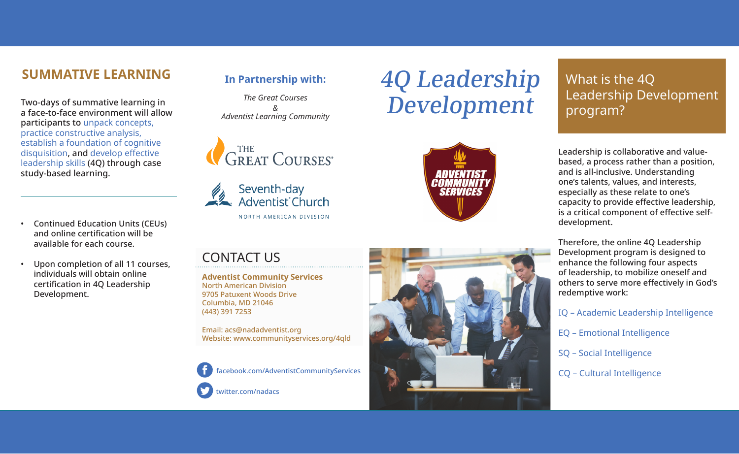## SUMMATIVE LEARNING

Two-days of summative learning in a face-to-face environment will allow participants to unpack concepts, practice constructive analysis, establish a foundation of cognitive disquisition, and develop effective leadership skills (4Q) through case study-based learning.

- Continued Education Units (CEUs) and online certification will be available for each course.
- Upon completion of all 11 courses, individuals will obtain online certification in 4Q Leadership Development.

### In Partnership with:

*The Great Courses*
*&*
*Adventist Learning Community*

THE GREAT COURSES®

Seventh-day Adventist® Church
NORTH AMERICAN DIVISION

## CONTACT US

**Adventist Community Services**
North American Division
9705 Patuxent Woods Drive
Columbia, MD 21046
(443) 391 7253

Email: acs@nadadventist.org
Website: www.communityservices.org/4qld

facebook.com/AdventistCommunityServices

twitter.com/nadacs

# *4Q Leadership Development*

ADVENTIST COMMUNITY SERVICES

## What is the 4Q Leadership Development program?

Leadership is collaborative and value-based, a process rather than a position, and is all-inclusive. Understanding one's talents, values, and interests, especially as these relate to one's capacity to provide effective leadership, is a critical component of effective self-development.

Therefore, the online 4Q Leadership Development program is designed to enhance the following four aspects of leadership, to mobilize oneself and others to serve more effectively in God's redemptive work:

IQ – Academic Leadership Intelligence

EQ – Emotional Intelligence

SQ – Social Intelligence

CQ – Cultural Intelligence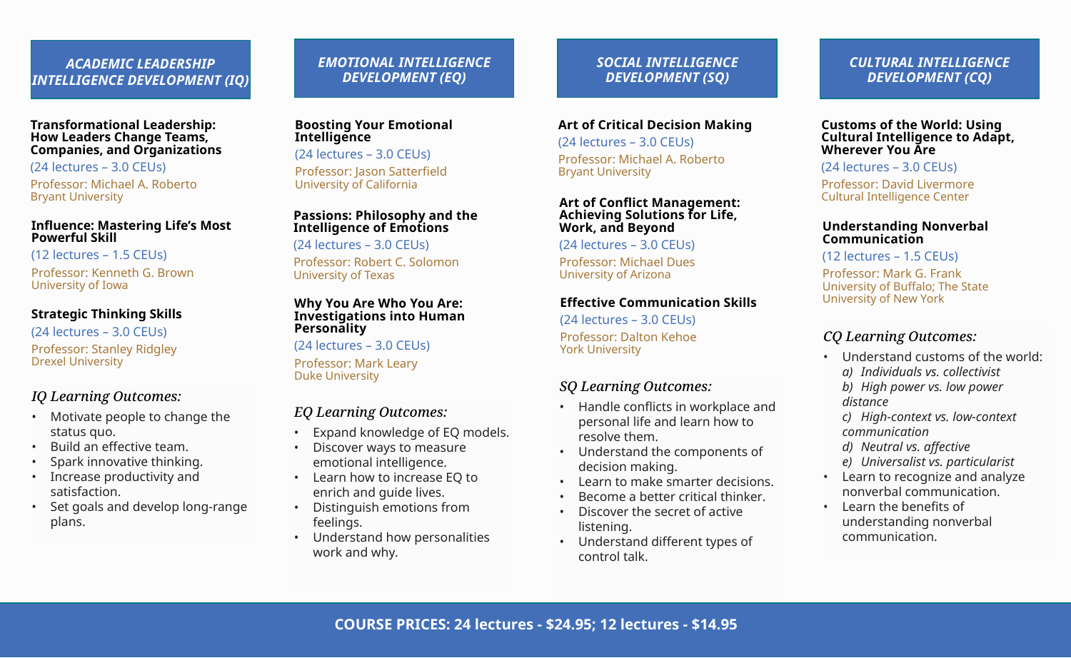## *ACADEMIC LEADERSHIP INTELLIGENCE DEVELOPMENT (IQ)*

**Transformational Leadership: How Leaders Change Teams, Companies, and Organizations**

(24 lectures – 3.0 CEUs)

Professor: Michael A. Roberto
Bryant University

**Influence: Mastering Life's Most Powerful Skill**

(12 lectures – 1.5 CEUs)

Professor: Kenneth G. Brown
University of Iowa

**Strategic Thinking Skills**

(24 lectures – 3.0 CEUs)

Professor: Stanley Ridgley
Drexel University

### *IQ Learning Outcomes:*

- Motivate people to change the status quo.
- Build an effective team.
- Spark innovative thinking.
- Increase productivity and satisfaction.
- Set goals and develop long-range plans.

## *EMOTIONAL INTELLIGENCE DEVELOPMENT (EQ)*

**Boosting Your Emotional Intelligence**

(24 lectures – 3.0 CEUs)

Professor: Jason Satterfield
University of California

**Passions: Philosophy and the Intelligence of Emotions**

(24 lectures – 3.0 CEUs)

Professor: Robert C. Solomon
University of Texas

**Why You Are Who You Are: Investigations into Human Personality**

(24 lectures – 3.0 CEUs)

Professor: Mark Leary
Duke University

### *EQ Learning Outcomes:*

- Expand knowledge of EQ models.
- Discover ways to measure emotional intelligence.
- Learn how to increase EQ to enrich and guide lives.
- Distinguish emotions from feelings.
- Understand how personalities work and why.

## *SOCIAL INTELLIGENCE DEVELOPMENT (SQ)*

**Art of Critical Decision Making**

(24 lectures – 3.0 CEUs)

Professor: Michael A. Roberto
Bryant University

**Art of Conflict Management: Achieving Solutions for Life, Work, and Beyond**

(24 lectures – 3.0 CEUs)

Professor: Michael Dues
University of Arizona

**Effective Communication Skills**

(24 lectures – 3.0 CEUs)

Professor: Dalton Kehoe
York University

### *SQ Learning Outcomes:*

- Handle conflicts in workplace and personal life and learn how to resolve them.
- Understand the components of decision making.
- Learn to make smarter decisions.
- Become a better critical thinker.
- Discover the secret of active listening.
- Understand different types of control talk.

## *CULTURAL INTELLIGENCE DEVELOPMENT (CQ)*

**Customs of the World: Using Cultural Intelligence to Adapt, Wherever You Are**

(24 lectures – 3.0 CEUs)

Professor: David Livermore
Cultural Intelligence Center

**Understanding Nonverbal Communication**

(12 lectures – 1.5 CEUs)

Professor: Mark G. Frank
University of Buffalo; The State University of New York

### *CQ Learning Outcomes:*

- Understand customs of the world:
  *a) Individuals vs. collectivist*
  *b) High power vs. low power distance*
  *c) High-context vs. low-context communication*
  *d) Neutral vs. affective*
  *e) Universalist vs. particularist*
- Learn to recognize and analyze nonverbal communication.
- Learn the benefits of understanding nonverbal communication.

**COURSE PRICES: 24 lectures - $24.95; 12 lectures - $14.95**